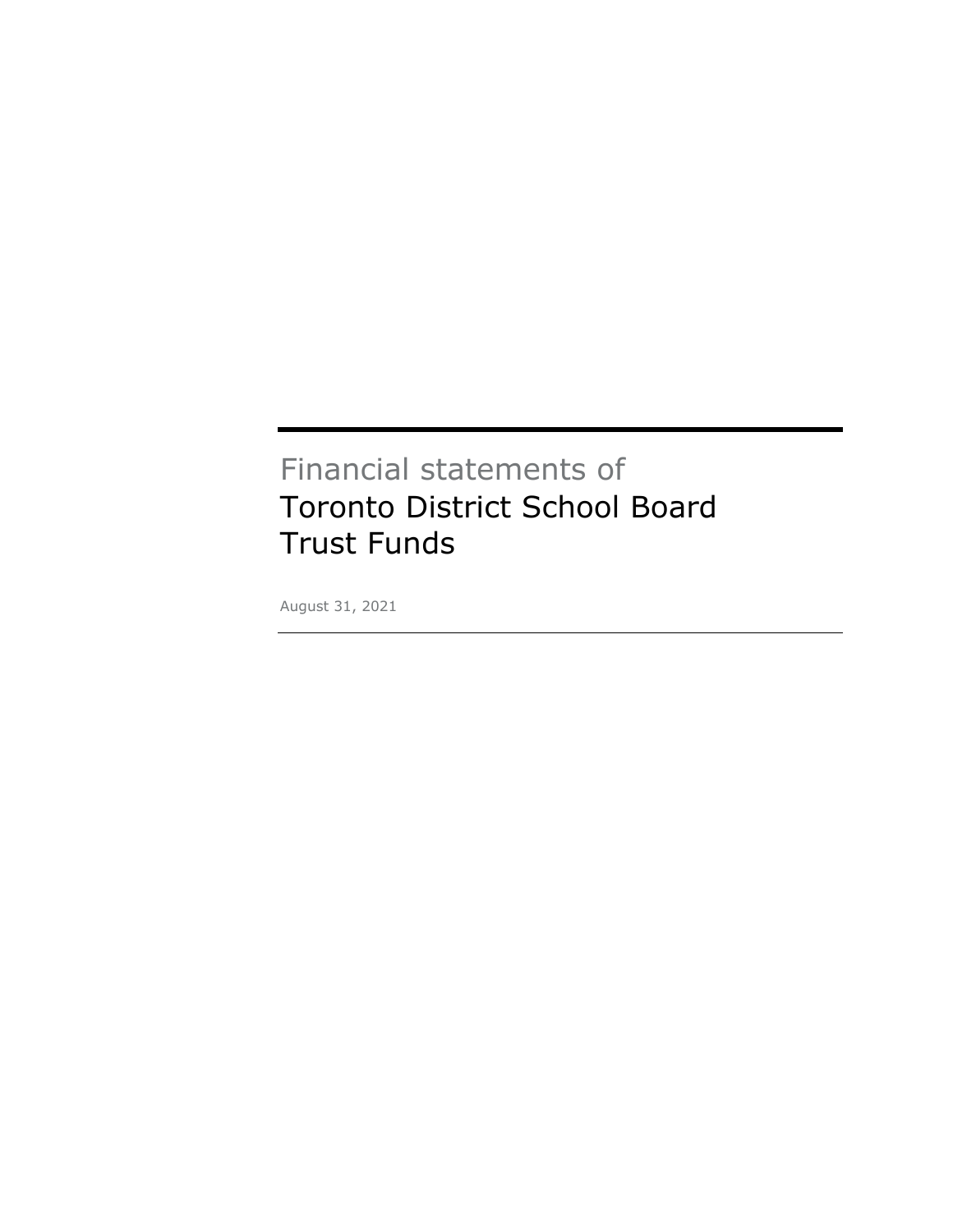Financial statements of

# Toronto District School Board Trust Funds

August 31, 2021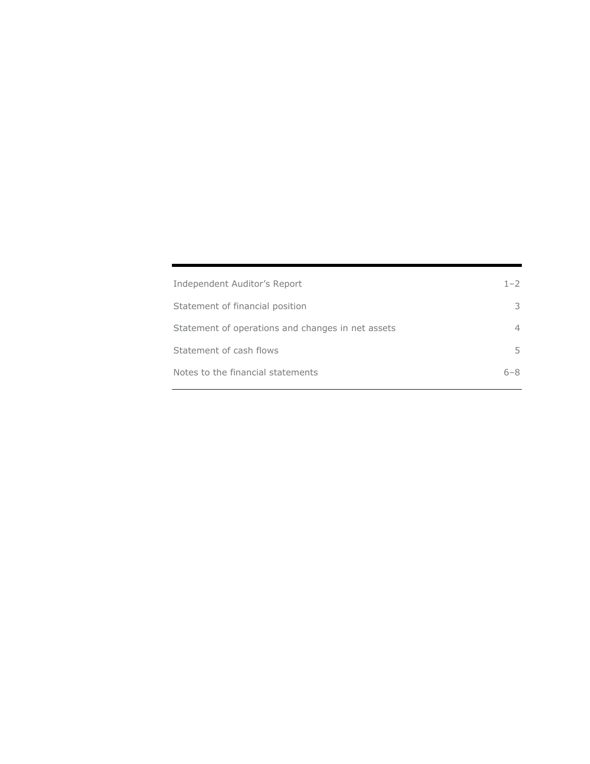| | |
|---|---|
| Independent Auditor's Report | 1–2 |
| Statement of financial position | 3 |
| Statement of operations and changes in net assets | 4 |
| Statement of cash flows | 5 |
| Notes to the financial statements | 6–8 |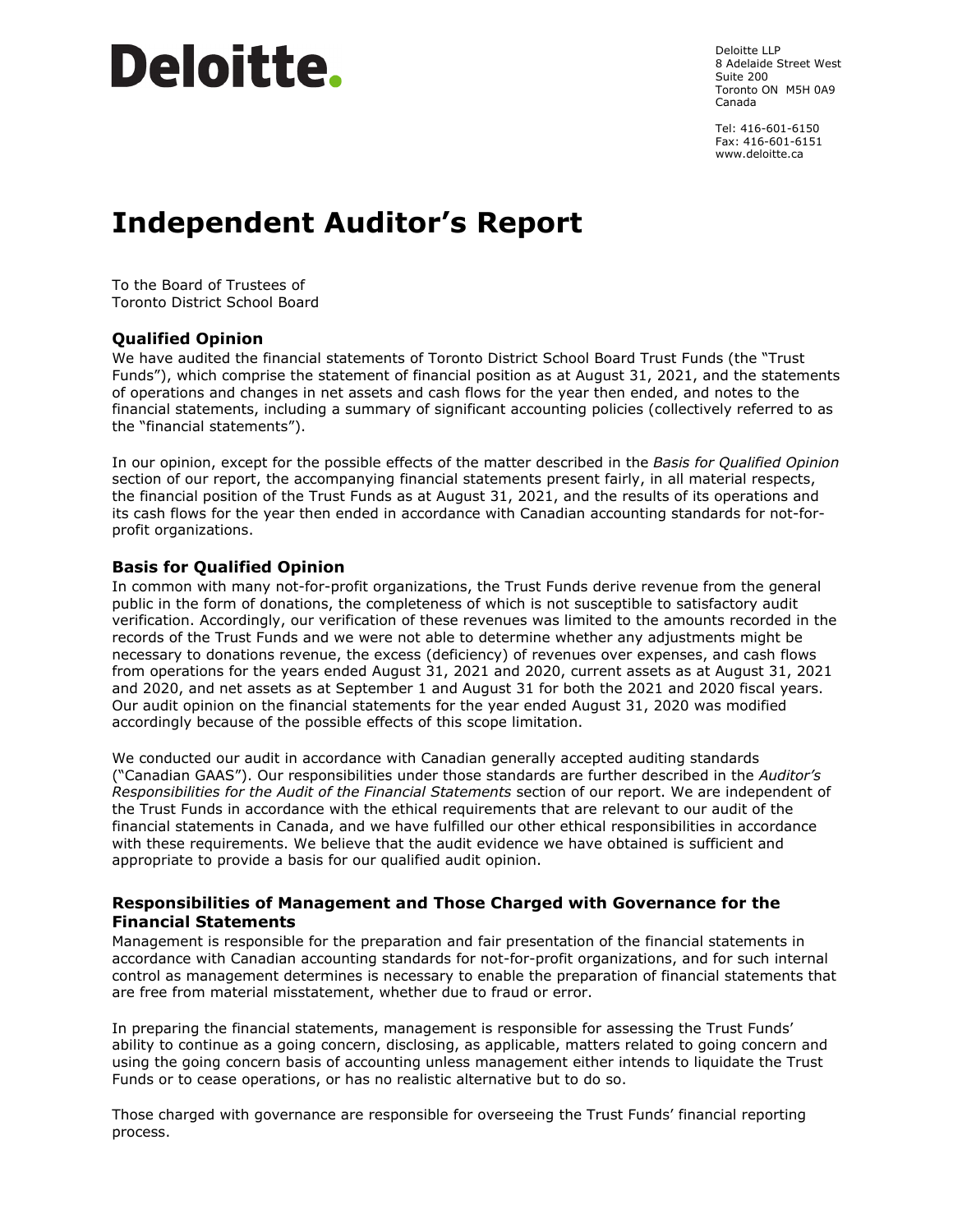# Deloitte.

Deloitte LLP
8 Adelaide Street West
Suite 200
Toronto ON M5H 0A9
Canada

Tel: 416-601-6150
Fax: 416-601-6151
www.deloitte.ca

# Independent Auditor's Report

To the Board of Trustees of
Toronto District School Board

## Qualified Opinion

We have audited the financial statements of Toronto District School Board Trust Funds (the "Trust Funds"), which comprise the statement of financial position as at August 31, 2021, and the statements of operations and changes in net assets and cash flows for the year then ended, and notes to the financial statements, including a summary of significant accounting policies (collectively referred to as the "financial statements").

In our opinion, except for the possible effects of the matter described in the *Basis for Qualified Opinion* section of our report, the accompanying financial statements present fairly, in all material respects, the financial position of the Trust Funds as at August 31, 2021, and the results of its operations and its cash flows for the year then ended in accordance with Canadian accounting standards for not-for-profit organizations.

## Basis for Qualified Opinion

In common with many not-for-profit organizations, the Trust Funds derive revenue from the general public in the form of donations, the completeness of which is not susceptible to satisfactory audit verification. Accordingly, our verification of these revenues was limited to the amounts recorded in the records of the Trust Funds and we were not able to determine whether any adjustments might be necessary to donations revenue, the excess (deficiency) of revenues over expenses, and cash flows from operations for the years ended August 31, 2021 and 2020, current assets as at August 31, 2021 and 2020, and net assets as at September 1 and August 31 for both the 2021 and 2020 fiscal years. Our audit opinion on the financial statements for the year ended August 31, 2020 was modified accordingly because of the possible effects of this scope limitation.

We conducted our audit in accordance with Canadian generally accepted auditing standards ("Canadian GAAS"). Our responsibilities under those standards are further described in the *Auditor's Responsibilities for the Audit of the Financial Statements* section of our report. We are independent of the Trust Funds in accordance with the ethical requirements that are relevant to our audit of the financial statements in Canada, and we have fulfilled our other ethical responsibilities in accordance with these requirements. We believe that the audit evidence we have obtained is sufficient and appropriate to provide a basis for our qualified audit opinion.

## Responsibilities of Management and Those Charged with Governance for the Financial Statements

Management is responsible for the preparation and fair presentation of the financial statements in accordance with Canadian accounting standards for not-for-profit organizations, and for such internal control as management determines is necessary to enable the preparation of financial statements that are free from material misstatement, whether due to fraud or error.

In preparing the financial statements, management is responsible for assessing the Trust Funds' ability to continue as a going concern, disclosing, as applicable, matters related to going concern and using the going concern basis of accounting unless management either intends to liquidate the Trust Funds or to cease operations, or has no realistic alternative but to do so.

Those charged with governance are responsible for overseeing the Trust Funds' financial reporting process.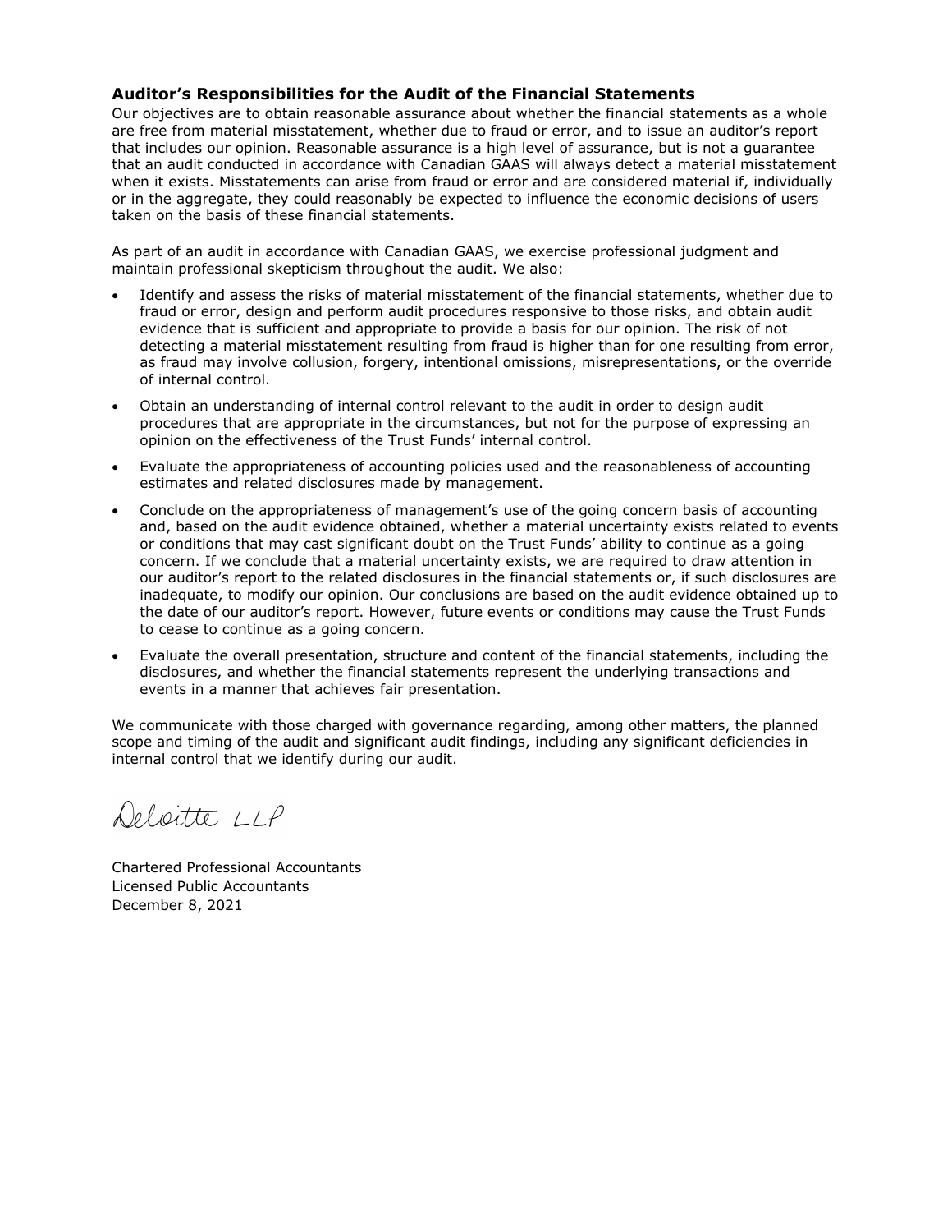### Auditor's Responsibilities for the Audit of the Financial Statements

Our objectives are to obtain reasonable assurance about whether the financial statements as a whole are free from material misstatement, whether due to fraud or error, and to issue an auditor's report that includes our opinion. Reasonable assurance is a high level of assurance, but is not a guarantee that an audit conducted in accordance with Canadian GAAS will always detect a material misstatement when it exists. Misstatements can arise from fraud or error and are considered material if, individually or in the aggregate, they could reasonably be expected to influence the economic decisions of users taken on the basis of these financial statements.

As part of an audit in accordance with Canadian GAAS, we exercise professional judgment and maintain professional skepticism throughout the audit. We also:

- Identify and assess the risks of material misstatement of the financial statements, whether due to fraud or error, design and perform audit procedures responsive to those risks, and obtain audit evidence that is sufficient and appropriate to provide a basis for our opinion. The risk of not detecting a material misstatement resulting from fraud is higher than for one resulting from error, as fraud may involve collusion, forgery, intentional omissions, misrepresentations, or the override of internal control.
- Obtain an understanding of internal control relevant to the audit in order to design audit procedures that are appropriate in the circumstances, but not for the purpose of expressing an opinion on the effectiveness of the Trust Funds' internal control.
- Evaluate the appropriateness of accounting policies used and the reasonableness of accounting estimates and related disclosures made by management.
- Conclude on the appropriateness of management's use of the going concern basis of accounting and, based on the audit evidence obtained, whether a material uncertainty exists related to events or conditions that may cast significant doubt on the Trust Funds' ability to continue as a going concern. If we conclude that a material uncertainty exists, we are required to draw attention in our auditor's report to the related disclosures in the financial statements or, if such disclosures are inadequate, to modify our opinion. Our conclusions are based on the audit evidence obtained up to the date of our auditor's report. However, future events or conditions may cause the Trust Funds to cease to continue as a going concern.
- Evaluate the overall presentation, structure and content of the financial statements, including the disclosures, and whether the financial statements represent the underlying transactions and events in a manner that achieves fair presentation.

We communicate with those charged with governance regarding, among other matters, the planned scope and timing of the audit and significant audit findings, including any significant deficiencies in internal control that we identify during our audit.

Deloitte LLP

Chartered Professional Accountants
Licensed Public Accountants
December 8, 2021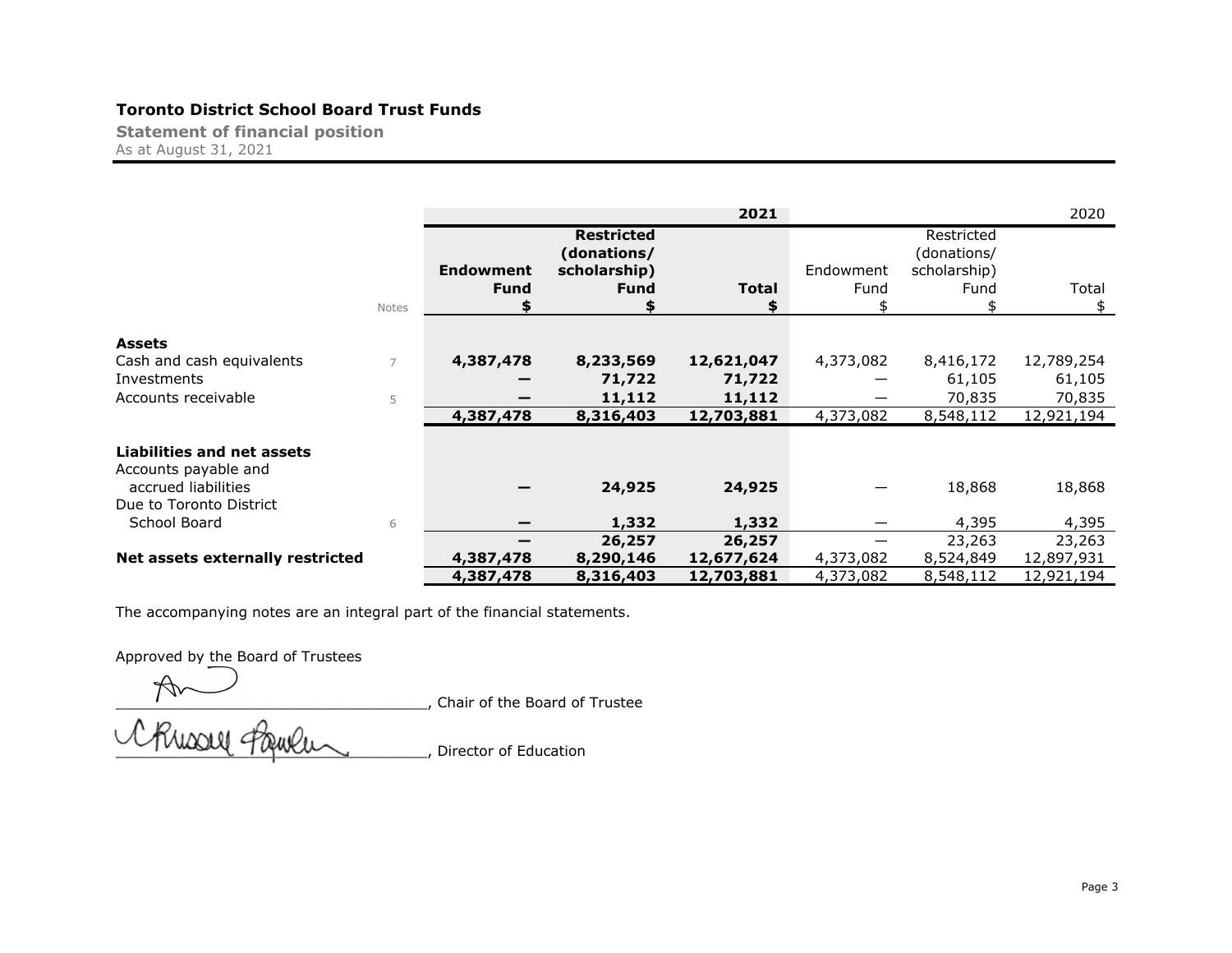## Toronto District School Board Trust Funds

**Statement of financial position**
As at August 31, 2021

| | Notes | **2021** Endowment Fund | **2021** Restricted (donations/ scholarship) Fund | **2021** Total | 2020 Endowment Fund | 2020 Restricted (donations/ scholarship) Fund | 2020 Total |
|---|---|---|---|---|---|---|---|
| | | **$** | **$** | **$** | $ | $ | $ |
| **Assets** | | | | | | | |
| Cash and cash equivalents | 7 | **4,387,478** | **8,233,569** | **12,621,047** | 4,373,082 | 8,416,172 | 12,789,254 |
| Investments | | **—** | **71,722** | **71,722** | — | 61,105 | 61,105 |
| Accounts receivable | 5 | **—** | **11,112** | **11,112** | — | 70,835 | 70,835 |
| | | **4,387,478** | **8,316,403** | **12,703,881** | 4,373,082 | 8,548,112 | 12,921,194 |
| **Liabilities and net assets** | | | | | | | |
| Accounts payable and accrued liabilities | | **—** | **24,925** | **24,925** | — | 18,868 | 18,868 |
| Due to Toronto District School Board | 6 | **—** | **1,332** | **1,332** | — | 4,395 | 4,395 |
| | | **—** | **26,257** | **26,257** | — | 23,263 | 23,263 |
| **Net assets externally restricted** | | **4,387,478** | **8,290,146** | **12,677,624** | 4,373,082 | 8,524,849 | 12,897,931 |
| | | **4,387,478** | **8,316,403** | **12,703,881** | 4,373,082 | 8,548,112 | 12,921,194 |

The accompanying notes are an integral part of the financial statements.

Approved by the Board of Trustees

_______________________________, Chair of the Board of Trustee

_______________________________, Director of Education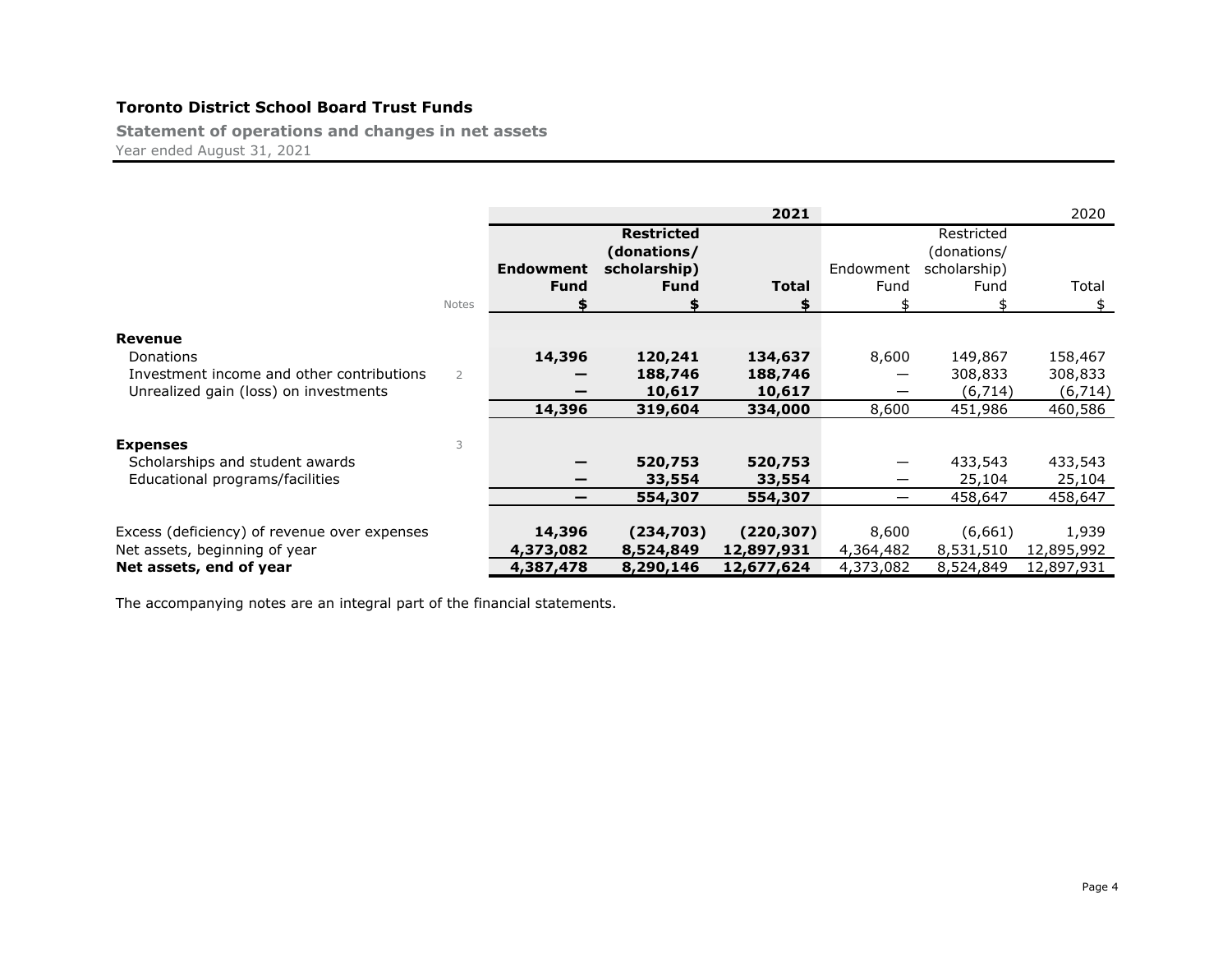**Toronto District School Board Trust Funds**

**Statement of operations and changes in net assets**

Year ended August 31, 2021

| | | | | **2021** | | | 2020 |
|---|---|---|---|---|---|---|---|
| | Notes | **Endowment Fund** **$** | **Restricted (donations/ scholarship) Fund** **$** | **Total** **$** | Endowment Fund $ | Restricted (donations/ scholarship) Fund $ | Total $ |
| **Revenue** | | | | | | | |
| Donations | | **14,396** | **120,241** | **134,637** | 8,600 | 149,867 | 158,467 |
| Investment income and other contributions | 2 | **—** | **188,746** | **188,746** | — | 308,833 | 308,833 |
| Unrealized gain (loss) on investments | | **—** | **10,617** | **10,617** | — | (6,714) | (6,714) |
| | | **14,396** | **319,604** | **334,000** | 8,600 | 451,986 | 460,586 |
| **Expenses** | 3 | | | | | | |
| Scholarships and student awards | | **—** | **520,753** | **520,753** | — | 433,543 | 433,543 |
| Educational programs/facilities | | **—** | **33,554** | **33,554** | — | 25,104 | 25,104 |
| | | **—** | **554,307** | **554,307** | — | 458,647 | 458,647 |
| Excess (deficiency) of revenue over expenses | | **14,396** | **(234,703)** | **(220,307)** | 8,600 | (6,661) | 1,939 |
| Net assets, beginning of year | | **4,373,082** | **8,524,849** | **12,897,931** | 4,364,482 | 8,531,510 | 12,895,992 |
| **Net assets, end of year** | | **4,387,478** | **8,290,146** | **12,677,624** | 4,373,082 | 8,524,849 | 12,897,931 |

The accompanying notes are an integral part of the financial statements.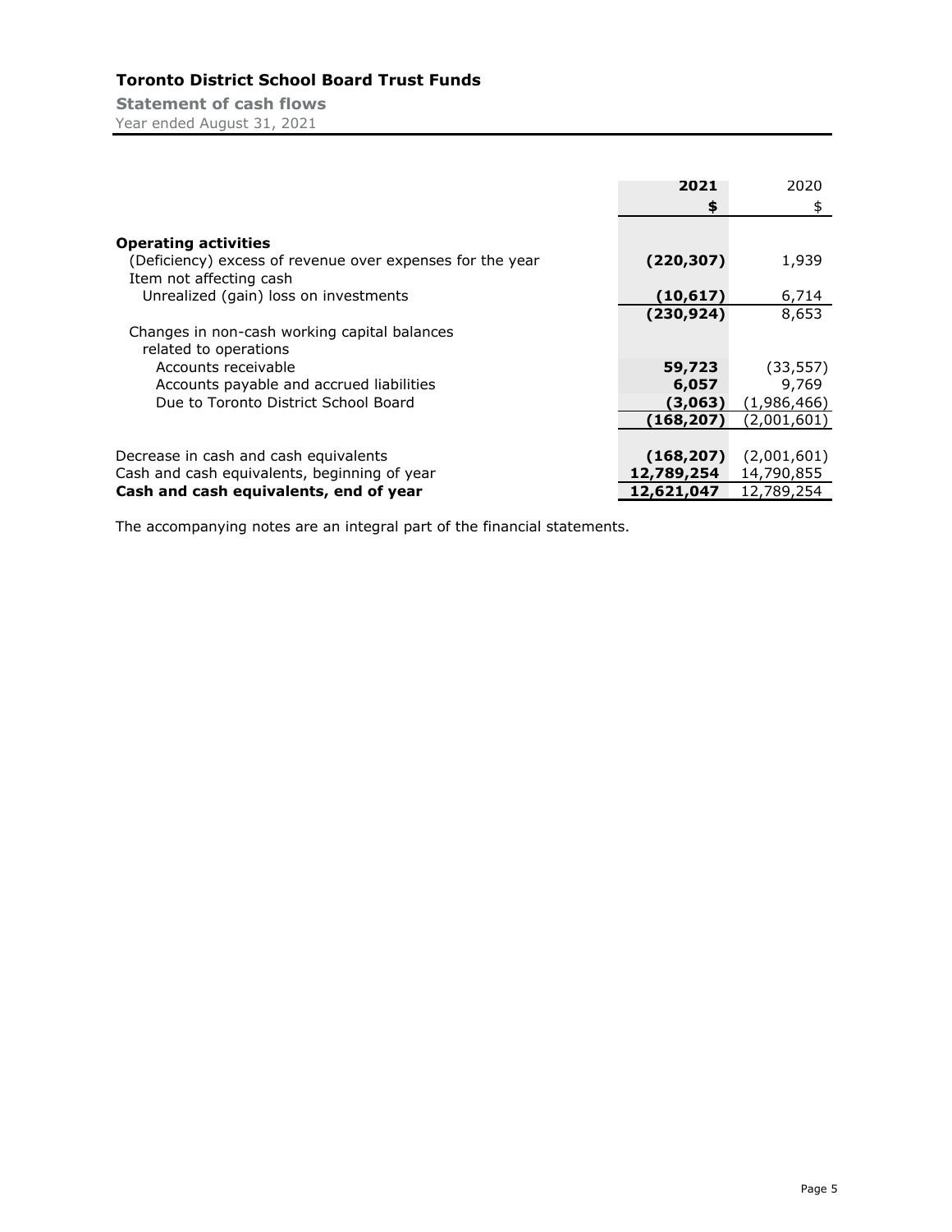# Toronto District School Board Trust Funds

**Statement of cash flows**

Year ended August 31, 2021

| | 2021 | 2020 |
|---|---|---|
| | **$** | $ |
| **Operating activities** | | |
| (Deficiency) excess of revenue over expenses for the year | **(220,307)** | 1,939 |
| Item not affecting cash | | |
| Unrealized (gain) loss on investments | **(10,617)** | 6,714 |
| | **(230,924)** | 8,653 |
| Changes in non-cash working capital balances related to operations | | |
| Accounts receivable | **59,723** | (33,557) |
| Accounts payable and accrued liabilities | **6,057** | 9,769 |
| Due to Toronto District School Board | **(3,063)** | (1,986,466) |
| | **(168,207)** | (2,001,601) |
| | | |
| Decrease in cash and cash equivalents | **(168,207)** | (2,001,601) |
| Cash and cash equivalents, beginning of year | **12,789,254** | 14,790,855 |
| **Cash and cash equivalents, end of year** | **12,621,047** | 12,789,254 |

The accompanying notes are an integral part of the financial statements.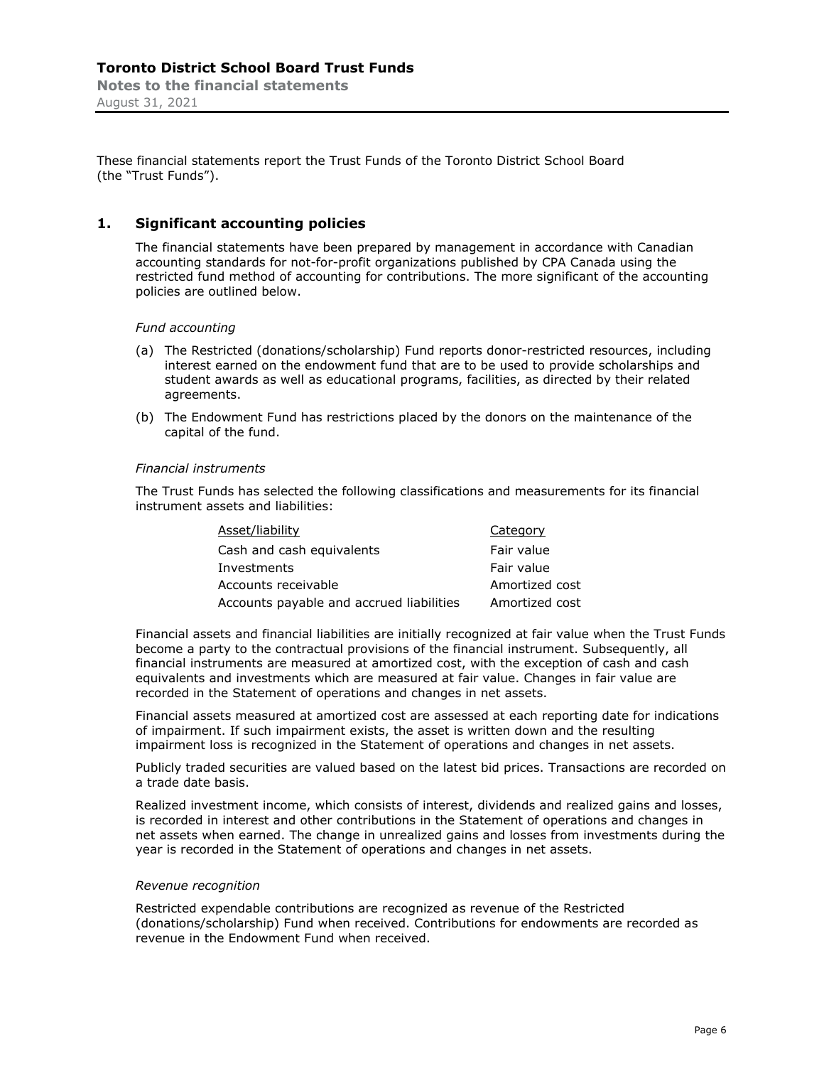These financial statements report the Trust Funds of the Toronto District School Board (the "Trust Funds").

## 1. Significant accounting policies

The financial statements have been prepared by management in accordance with Canadian accounting standards for not-for-profit organizations published by CPA Canada using the restricted fund method of accounting for contributions. The more significant of the accounting policies are outlined below.

*Fund accounting*

(a) The Restricted (donations/scholarship) Fund reports donor-restricted resources, including interest earned on the endowment fund that are to be used to provide scholarships and student awards as well as educational programs, facilities, as directed by their related agreements.

(b) The Endowment Fund has restrictions placed by the donors on the maintenance of the capital of the fund.

*Financial instruments*

The Trust Funds has selected the following classifications and measurements for its financial instrument assets and liabilities:

| Asset/liability | Category |
|---|---|
| Cash and cash equivalents | Fair value |
| Investments | Fair value |
| Accounts receivable | Amortized cost |
| Accounts payable and accrued liabilities | Amortized cost |

Financial assets and financial liabilities are initially recognized at fair value when the Trust Funds become a party to the contractual provisions of the financial instrument. Subsequently, all financial instruments are measured at amortized cost, with the exception of cash and cash equivalents and investments which are measured at fair value. Changes in fair value are recorded in the Statement of operations and changes in net assets.

Financial assets measured at amortized cost are assessed at each reporting date for indications of impairment. If such impairment exists, the asset is written down and the resulting impairment loss is recognized in the Statement of operations and changes in net assets.

Publicly traded securities are valued based on the latest bid prices. Transactions are recorded on a trade date basis.

Realized investment income, which consists of interest, dividends and realized gains and losses, is recorded in interest and other contributions in the Statement of operations and changes in net assets when earned. The change in unrealized gains and losses from investments during the year is recorded in the Statement of operations and changes in net assets.

*Revenue recognition*

Restricted expendable contributions are recognized as revenue of the Restricted (donations/scholarship) Fund when received. Contributions for endowments are recorded as revenue in the Endowment Fund when received.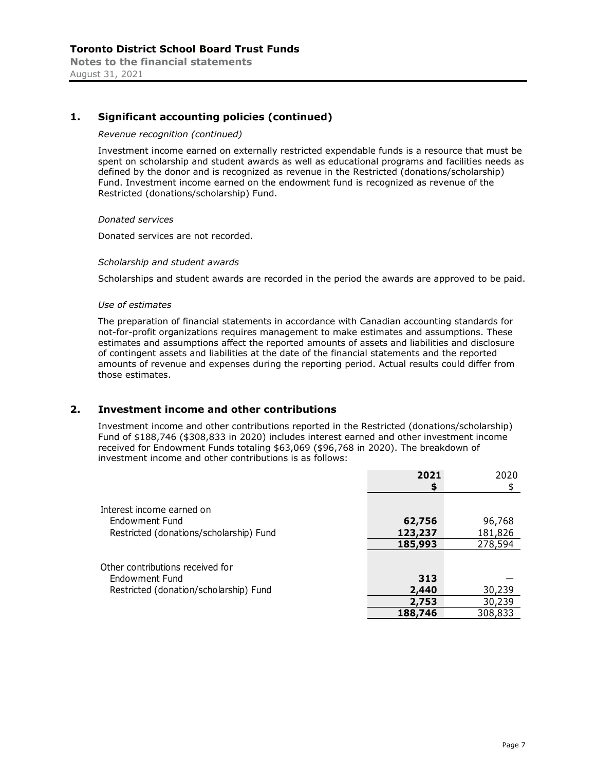## 1. Significant accounting policies (continued)

*Revenue recognition (continued)*

Investment income earned on externally restricted expendable funds is a resource that must be spent on scholarship and student awards as well as educational programs and facilities needs as defined by the donor and is recognized as revenue in the Restricted (donations/scholarship) Fund. Investment income earned on the endowment fund is recognized as revenue of the Restricted (donations/scholarship) Fund.

*Donated services*

Donated services are not recorded.

*Scholarship and student awards*

Scholarships and student awards are recorded in the period the awards are approved to be paid.

*Use of estimates*

The preparation of financial statements in accordance with Canadian accounting standards for not-for-profit organizations requires management to make estimates and assumptions. These estimates and assumptions affect the reported amounts of assets and liabilities and disclosure of contingent assets and liabilities at the date of the financial statements and the reported amounts of revenue and expenses during the reporting period. Actual results could differ from those estimates.

## 2. Investment income and other contributions

Investment income and other contributions reported in the Restricted (donations/scholarship) Fund of $188,746 ($308,833 in 2020) includes interest earned and other investment income received for Endowment Funds totaling $63,069 ($96,768 in 2020). The breakdown of investment income and other contributions is as follows:

| | **2021** | 2020 |
|---|---|---|
| | **$** | $ |
| Interest income earned on | | |
| Endowment Fund | **62,756** | 96,768 |
| Restricted (donations/scholarship) Fund | **123,237** | 181,826 |
| | **185,993** | 278,594 |
| Other contributions received for | | |
| Endowment Fund | **313** | — |
| Restricted (donation/scholarship) Fund | **2,440** | 30,239 |
| | **2,753** | 30,239 |
| | **188,746** | 308,833 |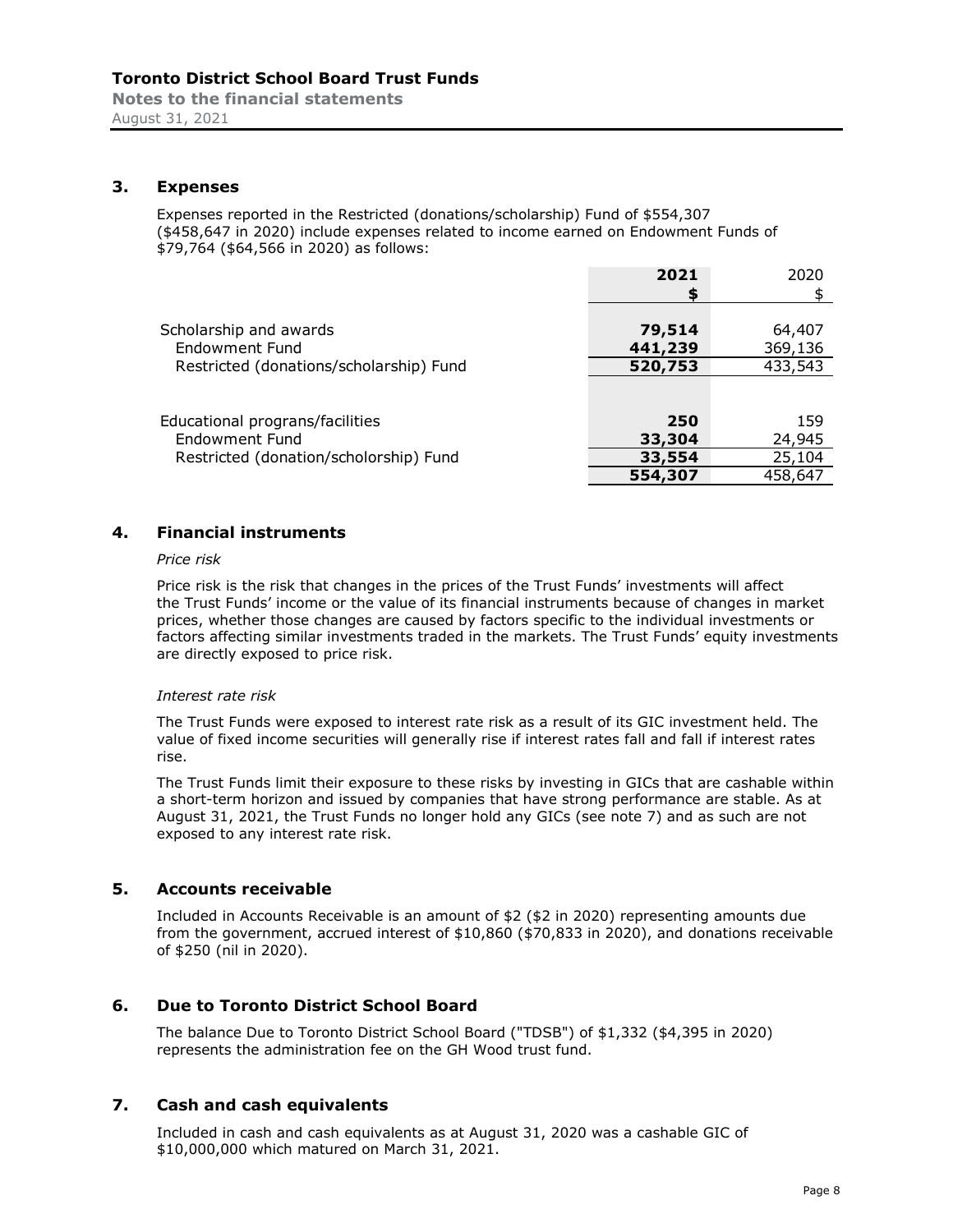### 3. Expenses

Expenses reported in the Restricted (donations/scholarship) Fund of $554,307 ($458,647 in 2020) include expenses related to income earned on Endowment Funds of $79,764 ($64,566 in 2020) as follows:

| | **2021** | 2020 |
|---|---|---|
| | **$** | $ |
| Scholarship and awards | | |
| Endowment Fund | **79,514** | 64,407 |
| Restricted (donations/scholarship) Fund | **441,239** | 369,136 |
| | **520,753** | 433,543 |
| Educational prograns/facilities | | |
| Endowment Fund | **250** | 159 |
| Restricted (donation/scholorship) Fund | **33,304** | 24,945 |
| | **33,554** | 25,104 |
| | **554,307** | 458,647 |

### 4. Financial instruments

*Price risk*

Price risk is the risk that changes in the prices of the Trust Funds' investments will affect the Trust Funds' income or the value of its financial instruments because of changes in market prices, whether those changes are caused by factors specific to the individual investments or factors affecting similar investments traded in the markets. The Trust Funds' equity investments are directly exposed to price risk.

*Interest rate risk*

The Trust Funds were exposed to interest rate risk as a result of its GIC investment held. The value of fixed income securities will generally rise if interest rates fall and fall if interest rates rise.

The Trust Funds limit their exposure to these risks by investing in GICs that are cashable within a short-term horizon and issued by companies that have strong performance are stable. As at August 31, 2021, the Trust Funds no longer hold any GICs (see note 7) and as such are not exposed to any interest rate risk.

### 5. Accounts receivable

Included in Accounts Receivable is an amount of $2 ($2 in 2020) representing amounts due from the government, accrued interest of $10,860 ($70,833 in 2020), and donations receivable of $250 (nil in 2020).

### 6. Due to Toronto District School Board

The balance Due to Toronto District School Board ("TDSB") of $1,332 ($4,395 in 2020) represents the administration fee on the GH Wood trust fund.

### 7. Cash and cash equivalents

Included in cash and cash equivalents as at August 31, 2020 was a cashable GIC of $10,000,000 which matured on March 31, 2021.